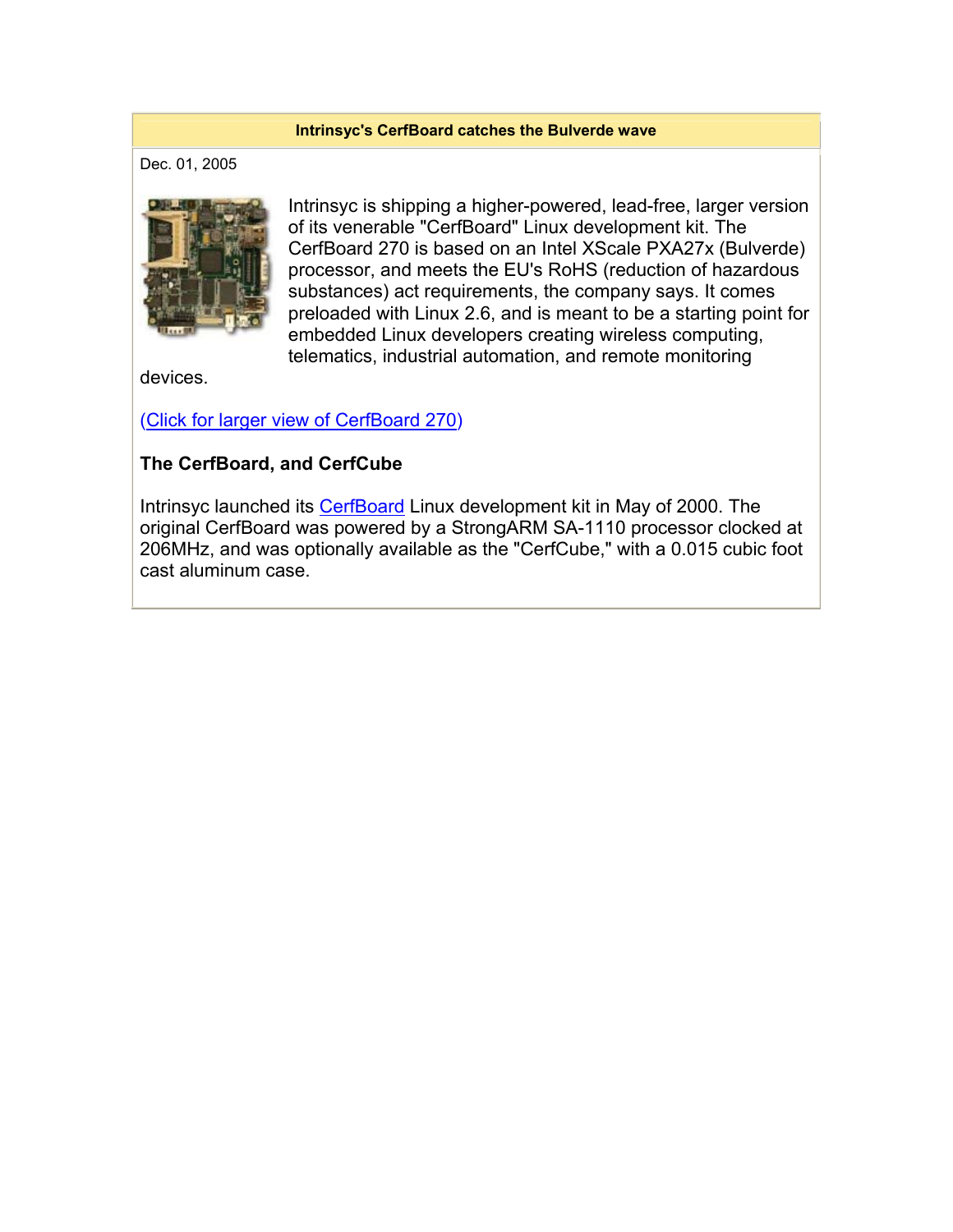# Intrinsyc's CerfBoard catches the Bulverde wave

Dec. 01, 2005

Intrinsyc is shipping a higher-powered, lead-free, larger version of its venerable "CerfBoard" Linux development kit. The CerfBoard 270 is based on an Intel XScale PXA27x (Bulverde) processor, and meets the EU's RoHS (reduction of hazardous substances) act requirements, the company says. It comes preloaded with Linux 2.6, and is meant to be a starting point for embedded Linux developers creating wireless computing, telematics, industrial automation, and remote monitoring devices.

(Click for larger view of CerfBoard 270)

## The CerfBoard, and CerfCube

Intrinsyc launched its CerfBoard Linux development kit in May of 2000. The original CerfBoard was powered by a StrongARM SA-1110 processor clocked at 206MHz, and was optionally available as the "CerfCube," with a 0.015 cubic foot cast aluminum case.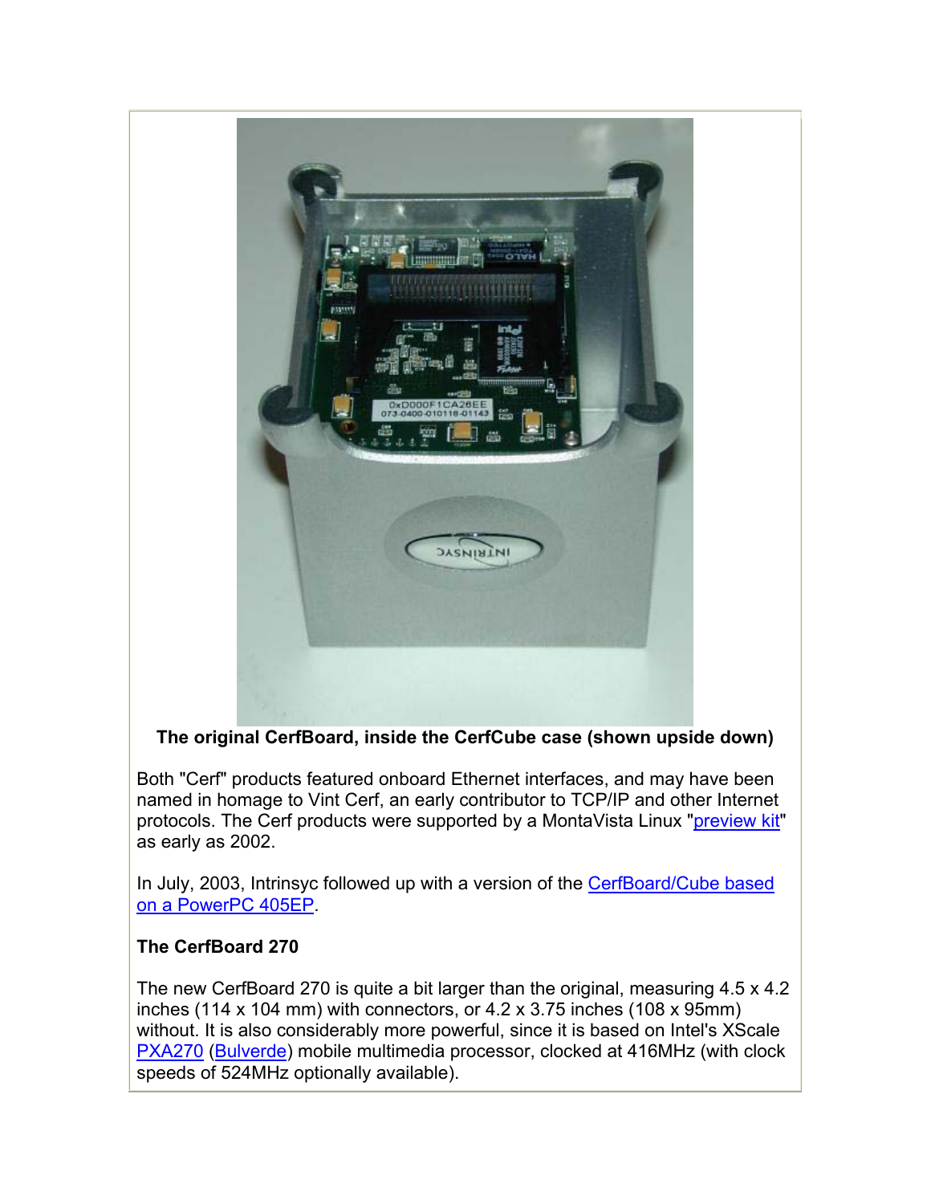**The original CerfBoard, inside the CerfCube case (shown upside down)**

Both "Cerf" products featured onboard Ethernet interfaces, and may have been named in homage to Vint Cerf, an early contributor to TCP/IP and other Internet protocols. The Cerf products were supported by a MontaVista Linux "preview kit" as early as 2002.

In July, 2003, Intrinsyc followed up with a version of the CerfBoard/Cube based on a PowerPC 405EP.

**The CerfBoard 270**

The new CerfBoard 270 is quite a bit larger than the original, measuring 4.5 x 4.2 inches (114 x 104 mm) with connectors, or 4.2 x 3.75 inches (108 x 95mm) without. It is also considerably more powerful, since it is based on Intel's XScale PXA270 (Bulverde) mobile multimedia processor, clocked at 416MHz (with clock speeds of 524MHz optionally available).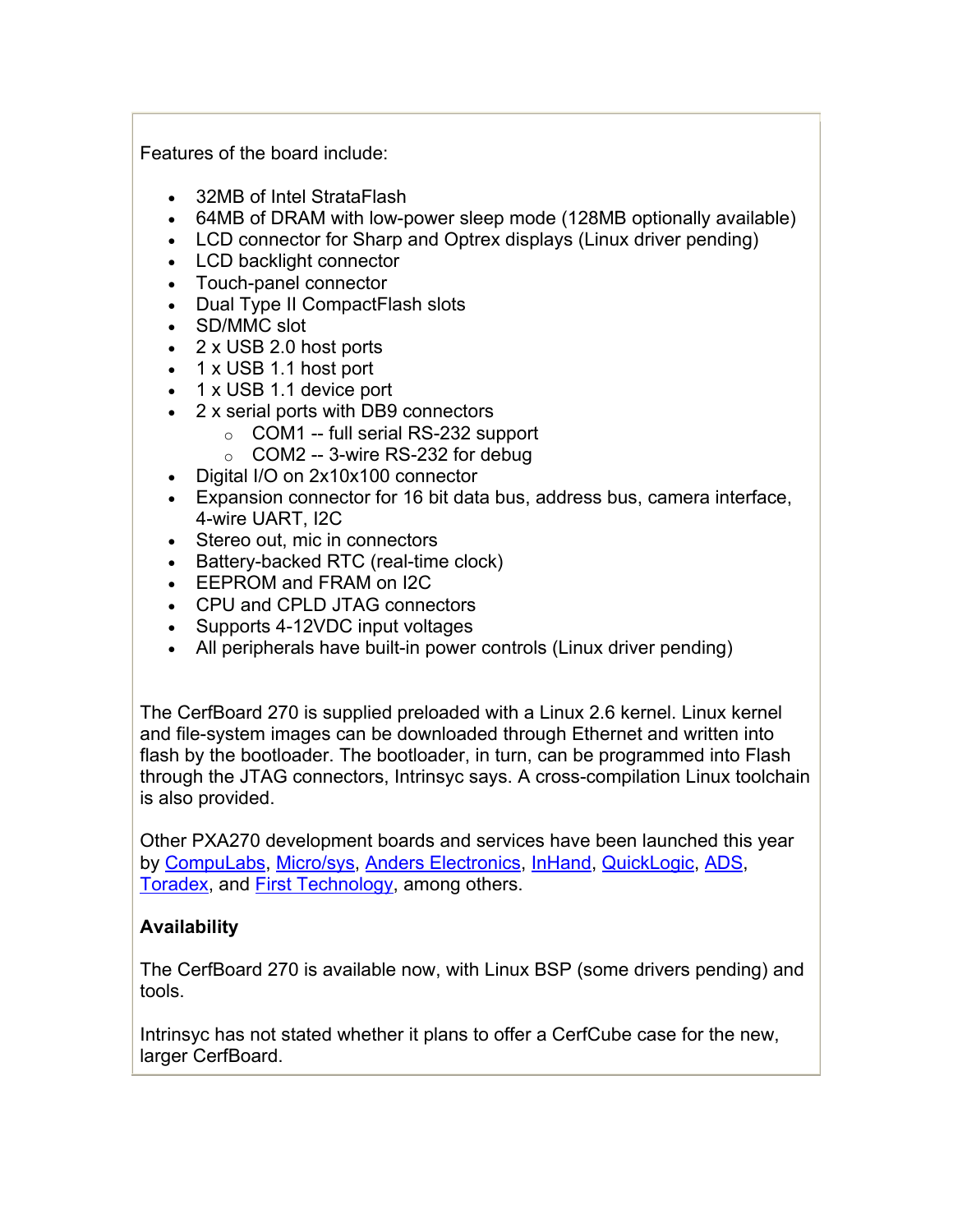Features of the board include:

- 32MB of Intel StrataFlash
- 64MB of DRAM with low-power sleep mode (128MB optionally available)
- LCD connector for Sharp and Optrex displays (Linux driver pending)
- LCD backlight connector
- Touch-panel connector
- Dual Type II CompactFlash slots
- SD/MMC slot
- 2 x USB 2.0 host ports
- 1 x USB 1.1 host port
- 1 x USB 1.1 device port
- 2 x serial ports with DB9 connectors
  - COM1 -- full serial RS-232 support
  - COM2 -- 3-wire RS-232 for debug
- Digital I/O on 2x10x100 connector
- Expansion connector for 16 bit data bus, address bus, camera interface, 4-wire UART, I2C
- Stereo out, mic in connectors
- Battery-backed RTC (real-time clock)
- EEPROM and FRAM on I2C
- CPU and CPLD JTAG connectors
- Supports 4-12VDC input voltages
- All peripherals have built-in power controls (Linux driver pending)

The CerfBoard 270 is supplied preloaded with a Linux 2.6 kernel. Linux kernel and file-system images can be downloaded through Ethernet and written into flash by the bootloader. The bootloader, in turn, can be programmed into Flash through the JTAG connectors, Intrinsyc says. A cross-compilation Linux toolchain is also provided.

Other PXA270 development boards and services have been launched this year by CompuLabs, Micro/sys, Anders Electronics, InHand, QuickLogic, ADS, Toradex, and First Technology, among others.

**Availability**

The CerfBoard 270 is available now, with Linux BSP (some drivers pending) and tools.

Intrinsyc has not stated whether it plans to offer a CerfCube case for the new, larger CerfBoard.